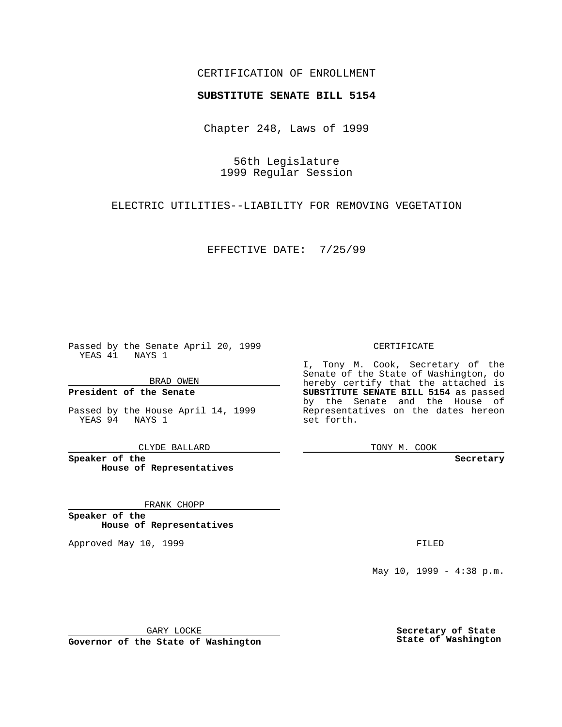CERTIFICATION OF ENROLLMENT

**SUBSTITUTE SENATE BILL 5154**

Chapter 248, Laws of 1999

56th Legislature
1999 Regular Session

ELECTRIC UTILITIES--LIABILITY FOR REMOVING VEGETATION

EFFECTIVE DATE: 7/25/99

Passed by the Senate April 20, 1999
YEAS 41 NAYS 1

BRAD OWEN

**President of the Senate**

Passed by the House April 14, 1999
YEAS 94 NAYS 1

CLYDE BALLARD

**Speaker of the House of Representatives**

FRANK CHOPP

**Speaker of the House of Representatives**

Approved May 10, 1999

GARY LOCKE

**Governor of the State of Washington**

CERTIFICATE

I, Tony M. Cook, Secretary of the Senate of the State of Washington, do hereby certify that the attached is **SUBSTITUTE SENATE BILL 5154** as passed by the Senate and the House of Representatives on the dates hereon set forth.

TONY M. COOK

**Secretary**

FILED

May 10, 1999 - 4:38 p.m.

**Secretary of State**
**State of Washington**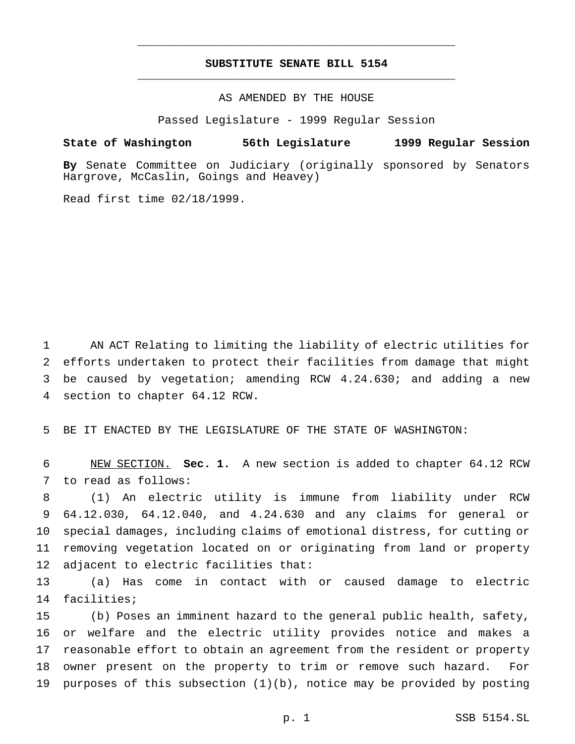**SUBSTITUTE SENATE BILL 5154**

AS AMENDED BY THE HOUSE

Passed Legislature - 1999 Regular Session

**State of Washington 56th Legislature 1999 Regular Session**

**By** Senate Committee on Judiciary (originally sponsored by Senators Hargrove, McCaslin, Goings and Heavey)

Read first time 02/18/1999.

AN ACT Relating to limiting the liability of electric utilities for efforts undertaken to protect their facilities from damage that might be caused by vegetation; amending RCW 4.24.630; and adding a new section to chapter 64.12 RCW.

BE IT ENACTED BY THE LEGISLATURE OF THE STATE OF WASHINGTON:

NEW SECTION. **Sec. 1.** A new section is added to chapter 64.12 RCW to read as follows:

(1) An electric utility is immune from liability under RCW 64.12.030, 64.12.040, and 4.24.630 and any claims for general or special damages, including claims of emotional distress, for cutting or removing vegetation located on or originating from land or property adjacent to electric facilities that:

(a) Has come in contact with or caused damage to electric facilities;

(b) Poses an imminent hazard to the general public health, safety, or welfare and the electric utility provides notice and makes a reasonable effort to obtain an agreement from the resident or property owner present on the property to trim or remove such hazard. For purposes of this subsection (1)(b), notice may be provided by posting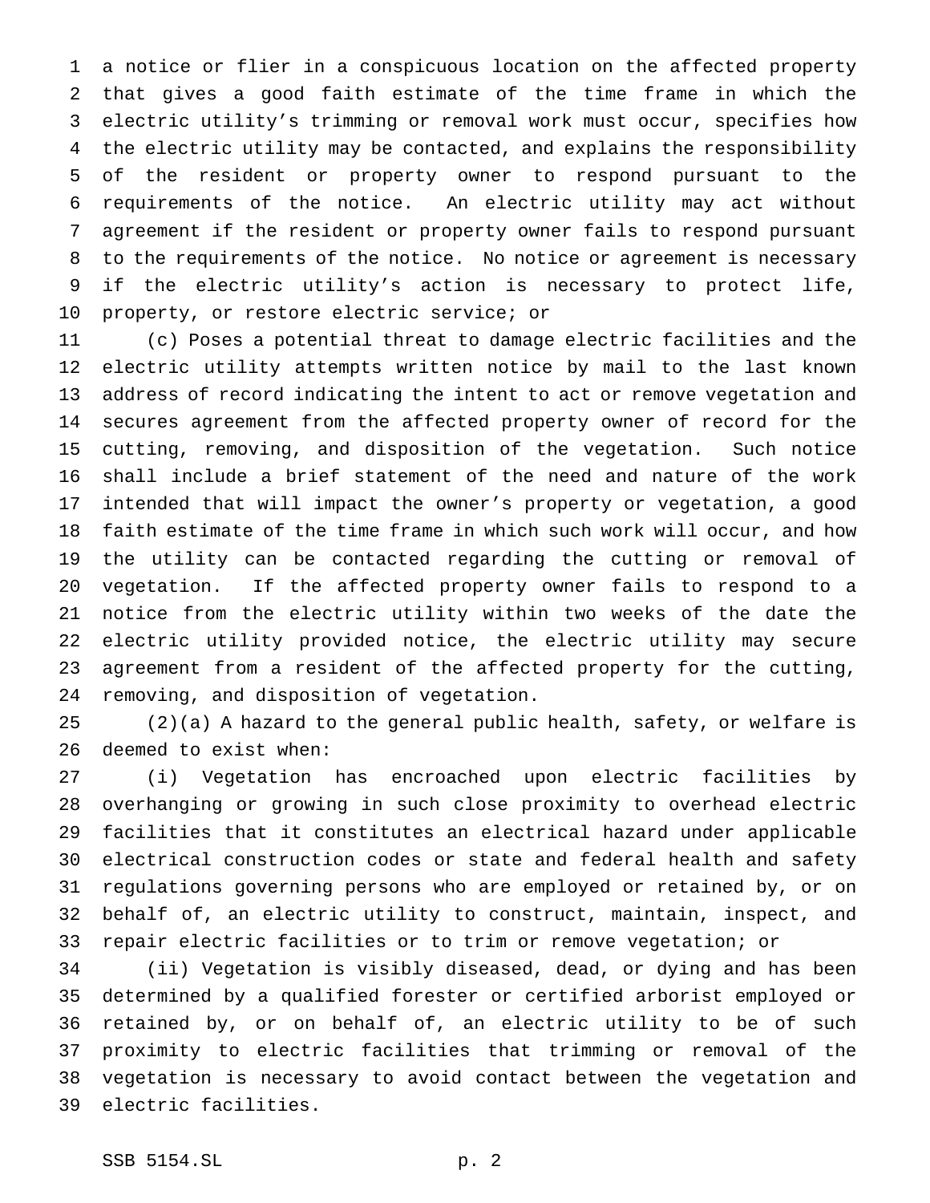a notice or flier in a conspicuous location on the affected property that gives a good faith estimate of the time frame in which the electric utility's trimming or removal work must occur, specifies how the electric utility may be contacted, and explains the responsibility of the resident or property owner to respond pursuant to the requirements of the notice. An electric utility may act without agreement if the resident or property owner fails to respond pursuant to the requirements of the notice. No notice or agreement is necessary if the electric utility's action is necessary to protect life, property, or restore electric service; or

(c) Poses a potential threat to damage electric facilities and the electric utility attempts written notice by mail to the last known address of record indicating the intent to act or remove vegetation and secures agreement from the affected property owner of record for the cutting, removing, and disposition of the vegetation. Such notice shall include a brief statement of the need and nature of the work intended that will impact the owner's property or vegetation, a good faith estimate of the time frame in which such work will occur, and how the utility can be contacted regarding the cutting or removal of vegetation. If the affected property owner fails to respond to a notice from the electric utility within two weeks of the date the electric utility provided notice, the electric utility may secure agreement from a resident of the affected property for the cutting, removing, and disposition of vegetation.

(2)(a) A hazard to the general public health, safety, or welfare is deemed to exist when:

(i) Vegetation has encroached upon electric facilities by overhanging or growing in such close proximity to overhead electric facilities that it constitutes an electrical hazard under applicable electrical construction codes or state and federal health and safety regulations governing persons who are employed or retained by, or on behalf of, an electric utility to construct, maintain, inspect, and repair electric facilities or to trim or remove vegetation; or

(ii) Vegetation is visibly diseased, dead, or dying and has been determined by a qualified forester or certified arborist employed or retained by, or on behalf of, an electric utility to be of such proximity to electric facilities that trimming or removal of the vegetation is necessary to avoid contact between the vegetation and electric facilities.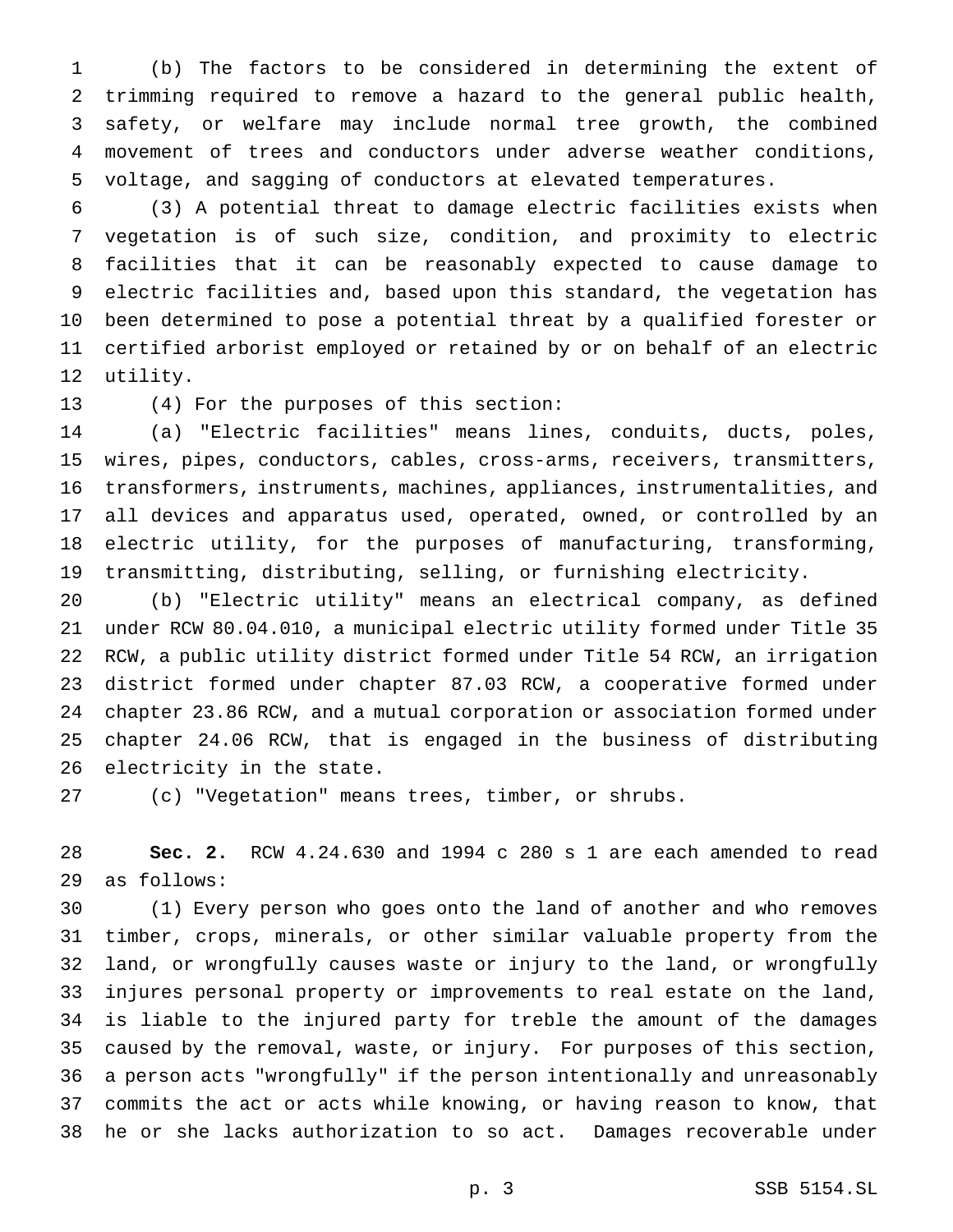(b) The factors to be considered in determining the extent of trimming required to remove a hazard to the general public health, safety, or welfare may include normal tree growth, the combined movement of trees and conductors under adverse weather conditions, voltage, and sagging of conductors at elevated temperatures.

(3) A potential threat to damage electric facilities exists when vegetation is of such size, condition, and proximity to electric facilities that it can be reasonably expected to cause damage to electric facilities and, based upon this standard, the vegetation has been determined to pose a potential threat by a qualified forester or certified arborist employed or retained by or on behalf of an electric utility.

(4) For the purposes of this section:

(a) "Electric facilities" means lines, conduits, ducts, poles, wires, pipes, conductors, cables, cross-arms, receivers, transmitters, transformers, instruments, machines, appliances, instrumentalities, and all devices and apparatus used, operated, owned, or controlled by an electric utility, for the purposes of manufacturing, transforming, transmitting, distributing, selling, or furnishing electricity.

(b) "Electric utility" means an electrical company, as defined under RCW 80.04.010, a municipal electric utility formed under Title 35 RCW, a public utility district formed under Title 54 RCW, an irrigation district formed under chapter 87.03 RCW, a cooperative formed under chapter 23.86 RCW, and a mutual corporation or association formed under chapter 24.06 RCW, that is engaged in the business of distributing electricity in the state.

(c) "Vegetation" means trees, timber, or shrubs.

**Sec. 2.** RCW 4.24.630 and 1994 c 280 s 1 are each amended to read as follows:

(1) Every person who goes onto the land of another and who removes timber, crops, minerals, or other similar valuable property from the land, or wrongfully causes waste or injury to the land, or wrongfully injures personal property or improvements to real estate on the land, is liable to the injured party for treble the amount of the damages caused by the removal, waste, or injury. For purposes of this section, a person acts "wrongfully" if the person intentionally and unreasonably commits the act or acts while knowing, or having reason to know, that he or she lacks authorization to so act. Damages recoverable under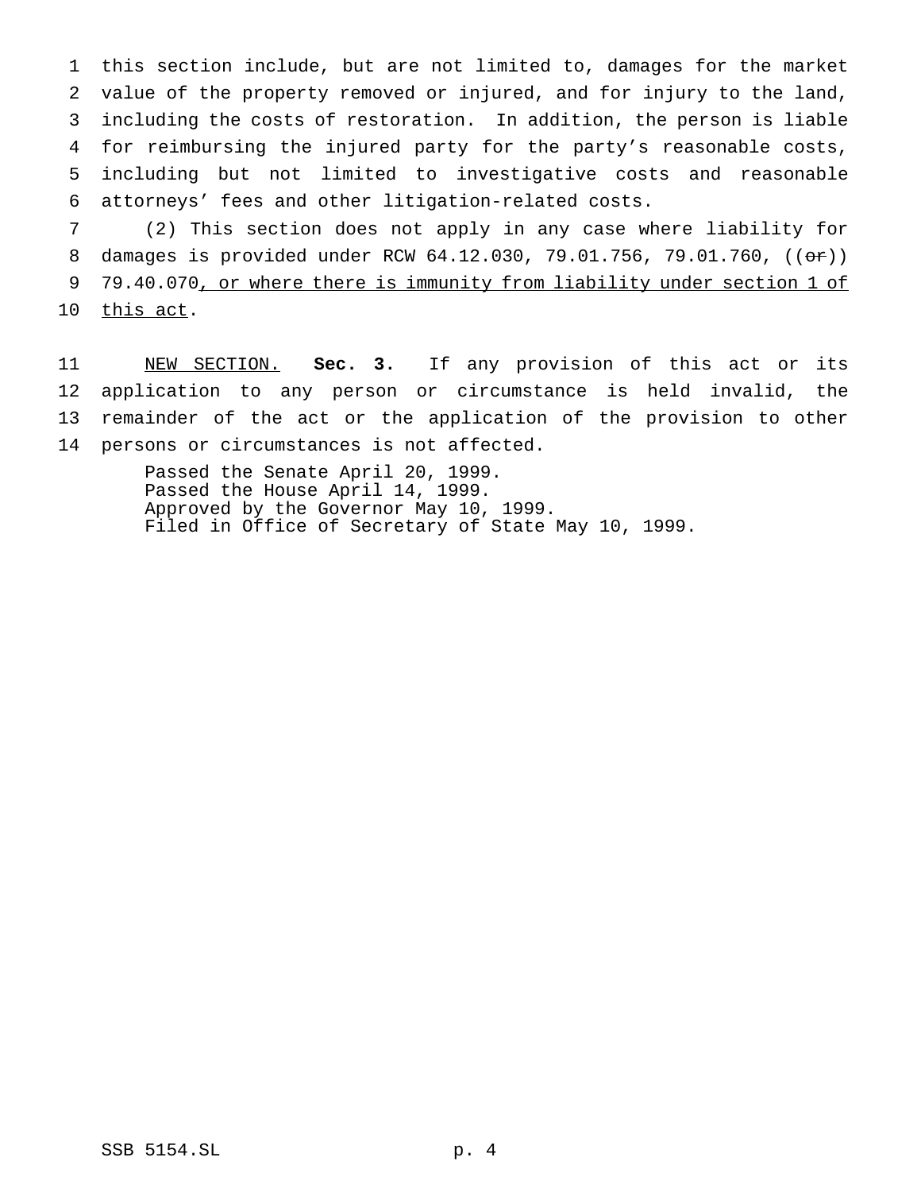this section include, but are not limited to, damages for the market value of the property removed or injured, and for injury to the land, including the costs of restoration. In addition, the person is liable for reimbursing the injured party for the party's reasonable costs, including but not limited to investigative costs and reasonable attorneys' fees and other litigation-related costs.

(2) This section does not apply in any case where liability for damages is provided under RCW 64.12.030, 79.01.756, 79.01.760, ((~~or~~)) 79.40.070<u>, or where there is immunity from liability under section 1 of this act</u>.

<u>NEW SECTION.</u> **Sec. 3.** If any provision of this act or its application to any person or circumstance is held invalid, the remainder of the act or the application of the provision to other persons or circumstances is not affected.

Passed the Senate April 20, 1999.
Passed the House April 14, 1999.
Approved by the Governor May 10, 1999.
Filed in Office of Secretary of State May 10, 1999.